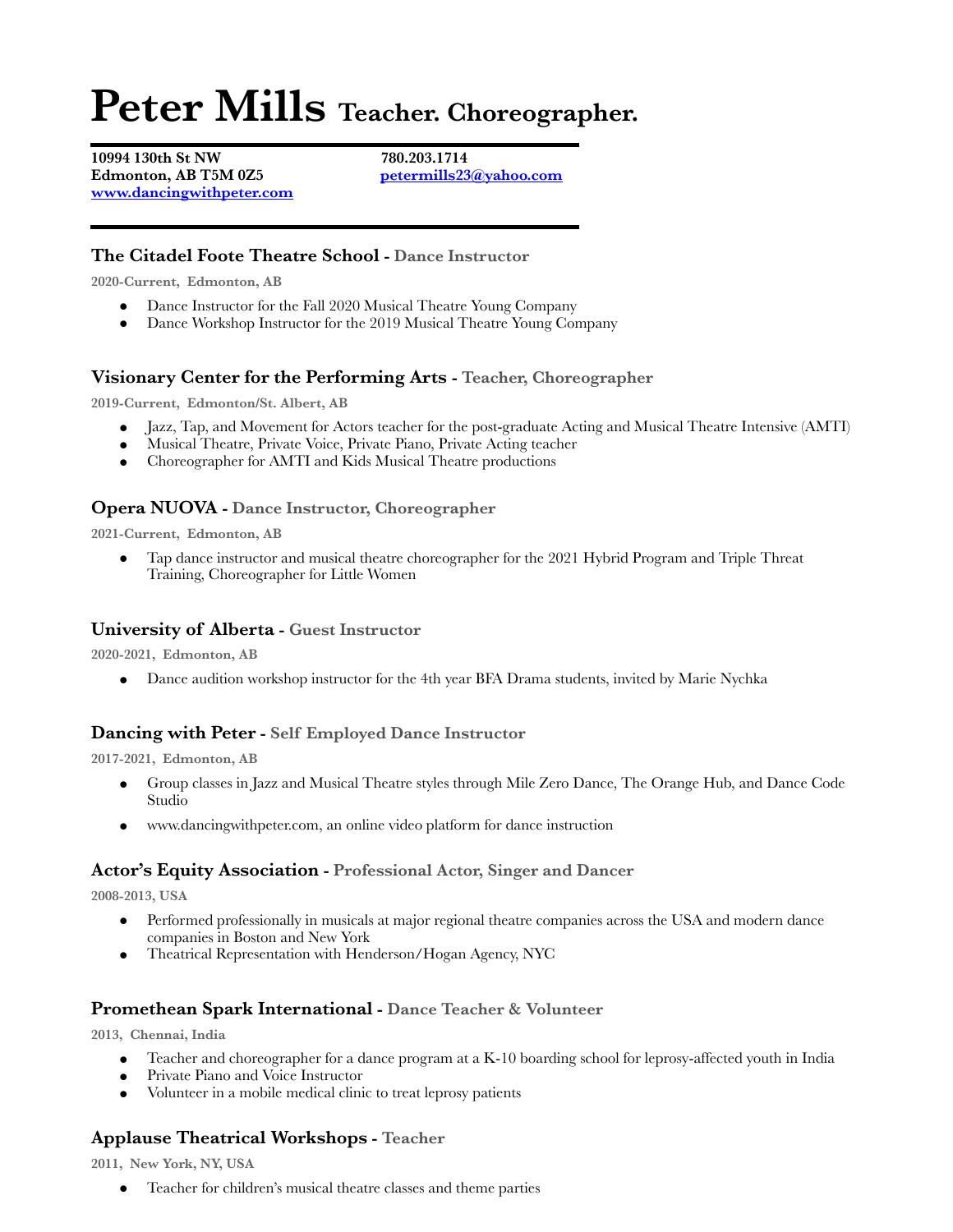# Peter Mills Teacher. Choreographer.

**10994 130th St NW**
**Edmonton, AB T5M 0Z5**
**[www.dancingwithpeter.com](http://www.dancingwithpeter.com)**

**780.203.1714**
**[petermills23@yahoo.com](mailto:petermills23@yahoo.com)**

---

### The Citadel Foote Theatre School - Dance Instructor

**2020-Current, Edmonton, AB**

- Dance Instructor for the Fall 2020 Musical Theatre Young Company
- Dance Workshop Instructor for the 2019 Musical Theatre Young Company

### Visionary Center for the Performing Arts - Teacher, Choreographer

**2019-Current, Edmonton/St. Albert, AB**

- Jazz, Tap, and Movement for Actors teacher for the post-graduate Acting and Musical Theatre Intensive (AMTI)
- Musical Theatre, Private Voice, Private Piano, Private Acting teacher
- Choreographer for AMTI and Kids Musical Theatre productions

### Opera NUOVA - Dance Instructor, Choreographer

**2021-Current, Edmonton, AB**

- Tap dance instructor and musical theatre choreographer for the 2021 Hybrid Program and Triple Threat Training, Choreographer for Little Women

### University of Alberta - Guest Instructor

**2020-2021, Edmonton, AB**

- Dance audition workshop instructor for the 4th year BFA Drama students, invited by Marie Nychka

### Dancing with Peter - Self Employed Dance Instructor

**2017-2021, Edmonton, AB**

- Group classes in Jazz and Musical Theatre styles through Mile Zero Dance, The Orange Hub, and Dance Code Studio
- www.dancingwithpeter.com, an online video platform for dance instruction

### Actor's Equity Association - Professional Actor, Singer and Dancer

**2008-2013, USA**

- Performed professionally in musicals at major regional theatre companies across the USA and modern dance companies in Boston and New York
- Theatrical Representation with Henderson/Hogan Agency, NYC

### Promethean Spark International - Dance Teacher & Volunteer

**2013, Chennai, India**

- Teacher and choreographer for a dance program at a K-10 boarding school for leprosy-affected youth in India
- Private Piano and Voice Instructor
- Volunteer in a mobile medical clinic to treat leprosy patients

### Applause Theatrical Workshops - Teacher

**2011, New York, NY, USA**

- Teacher for children's musical theatre classes and theme parties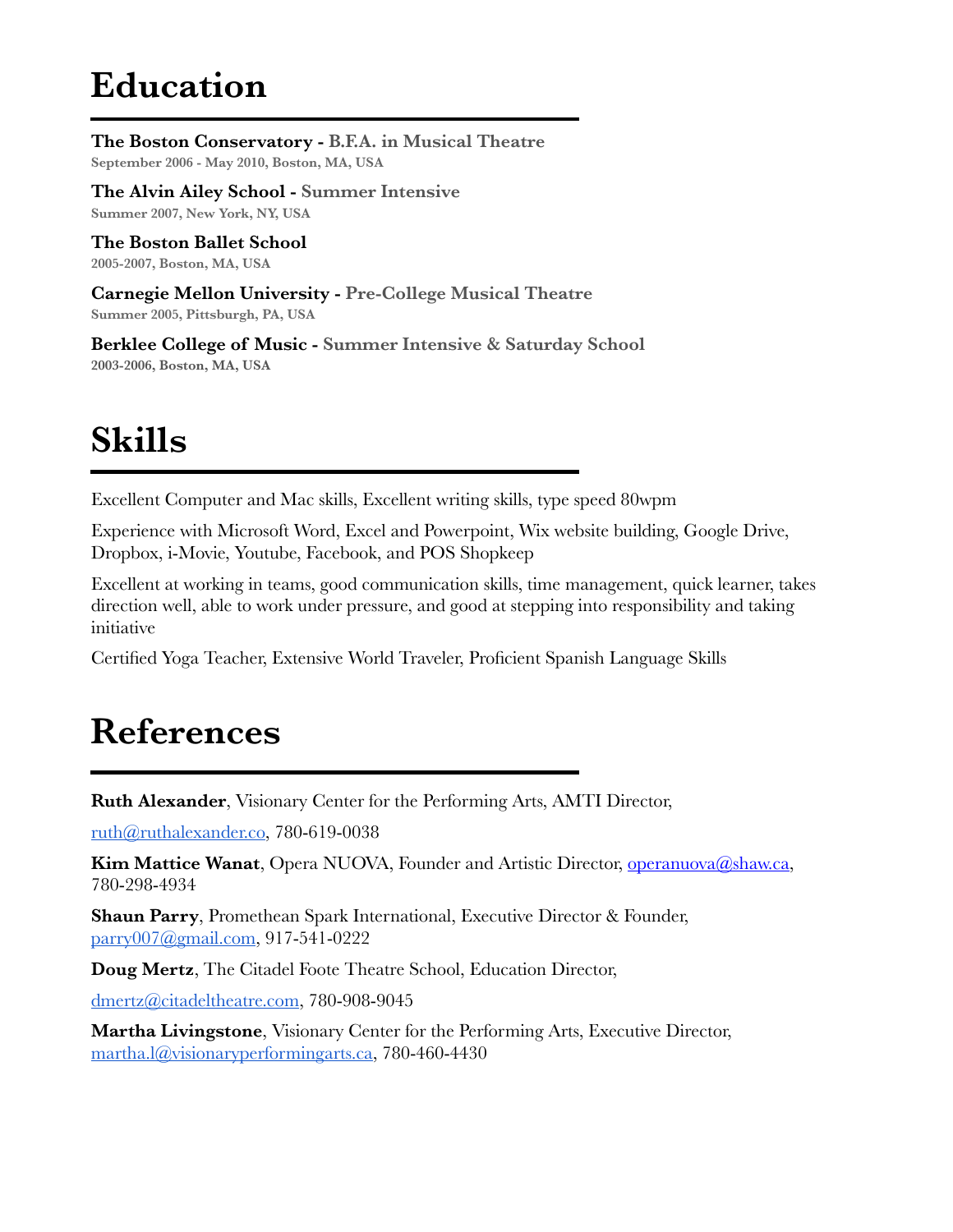# Education

**The Boston Conservatory - B.F.A. in Musical Theatre**
**September 2006 - May 2010, Boston, MA, USA**

**The Alvin Ailey School - Summer Intensive**
**Summer 2007, New York, NY, USA**

**The Boston Ballet School**
**2005-2007, Boston, MA, USA**

**Carnegie Mellon University - Pre-College Musical Theatre**
**Summer 2005, Pittsburgh, PA, USA**

**Berklee College of Music - Summer Intensive & Saturday School**
**2003-2006, Boston, MA, USA**

# Skills

Excellent Computer and Mac skills, Excellent writing skills, type speed 80wpm

Experience with Microsoft Word, Excel and Powerpoint, Wix website building, Google Drive, Dropbox, i-Movie, Youtube, Facebook, and POS Shopkeep

Excellent at working in teams, good communication skills, time management, quick learner, takes direction well, able to work under pressure, and good at stepping into responsibility and taking initiative

Certified Yoga Teacher, Extensive World Traveler, Proficient Spanish Language Skills

# References

**Ruth Alexander**, Visionary Center for the Performing Arts, AMTI Director,

ruth@ruthalexander.co, 780-619-0038

**Kim Mattice Wanat**, Opera NUOVA, Founder and Artistic Director, operanuova@shaw.ca, 780-298-4934

**Shaun Parry**, Promethean Spark International, Executive Director & Founder, parry007@gmail.com, 917-541-0222

**Doug Mertz**, The Citadel Foote Theatre School, Education Director,

dmertz@citadeltheatre.com, 780-908-9045

**Martha Livingstone**, Visionary Center for the Performing Arts, Executive Director, martha.l@visionaryperformingarts.ca, 780-460-4430